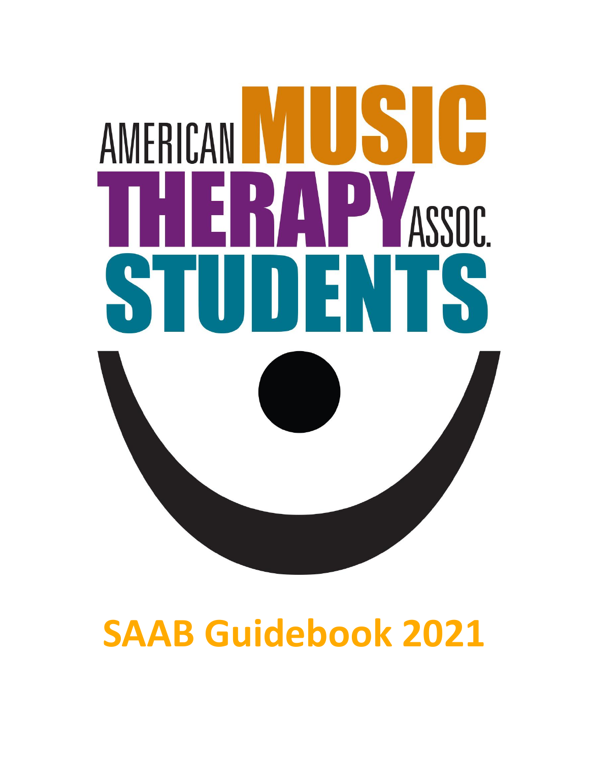AMERICAN MUSIC THERAPY ASSOC. STUDENTS

# SAAB Guidebook 2021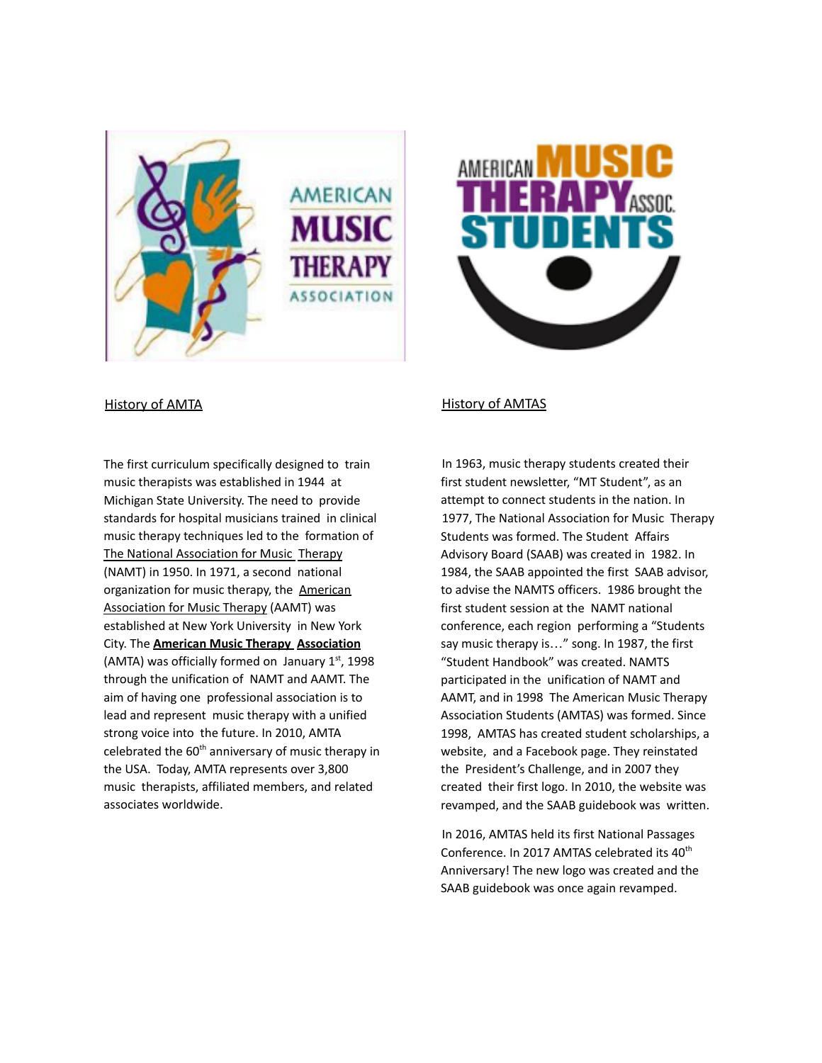## History of AMTA

The first curriculum specifically designed to train music therapists was established in 1944 at Michigan State University. The need to provide standards for hospital musicians trained in clinical music therapy techniques led to the formation of The National Association for Music Therapy (NAMT) in 1950. In 1971, a second national organization for music therapy, the American Association for Music Therapy (AAMT) was established at New York University in New York City. The **American Music Therapy Association** (AMTA) was officially formed on January 1st, 1998 through the unification of NAMT and AAMT. The aim of having one professional association is to lead and represent music therapy with a unified strong voice into the future. In 2010, AMTA celebrated the 60th anniversary of music therapy in the USA. Today, AMTA represents over 3,800 music therapists, affiliated members, and related associates worldwide.

## History of AMTAS

In 1963, music therapy students created their first student newsletter, "MT Student", as an attempt to connect students in the nation. In 1977, The National Association for Music Therapy Students was formed. The Student Affairs Advisory Board (SAAB) was created in 1982. In 1984, the SAAB appointed the first SAAB advisor, to advise the NAMTS officers. 1986 brought the first student session at the NAMT national conference, each region performing a "Students say music therapy is…" song. In 1987, the first "Student Handbook" was created. NAMTS participated in the unification of NAMT and AAMT, and in 1998 The American Music Therapy Association Students (AMTAS) was formed. Since 1998, AMTAS has created student scholarships, a website, and a Facebook page. They reinstated the President's Challenge, and in 2007 they created their first logo. In 2010, the website was revamped, and the SAAB guidebook was written.

In 2016, AMTAS held its first National Passages Conference. In 2017 AMTAS celebrated its 40th Anniversary! The new logo was created and the SAAB guidebook was once again revamped.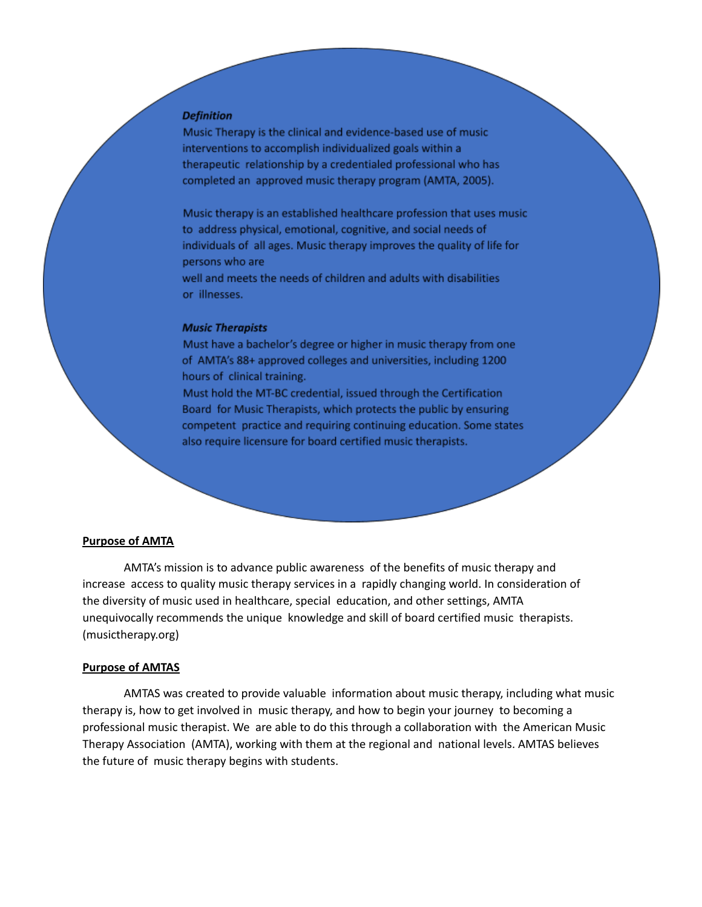***Definition***

Music Therapy is the clinical and evidence-based use of music interventions to accomplish individualized goals within a therapeutic relationship by a credentialed professional who has completed an approved music therapy program (AMTA, 2005).

Music therapy is an established healthcare profession that uses music to address physical, emotional, cognitive, and social needs of individuals of all ages. Music therapy improves the quality of life for persons who are well and meets the needs of children and adults with disabilities or illnesses.

***Music Therapists***

Must have a bachelor's degree or higher in music therapy from one of AMTA's 88+ approved colleges and universities, including 1200 hours of clinical training.

Must hold the MT-BC credential, issued through the Certification Board for Music Therapists, which protects the public by ensuring competent practice and requiring continuing education. Some states also require licensure for board certified music therapists.

**Purpose of AMTA**

AMTA's mission is to advance public awareness of the benefits of music therapy and increase access to quality music therapy services in a rapidly changing world. In consideration of the diversity of music used in healthcare, special education, and other settings, AMTA unequivocally recommends the unique knowledge and skill of board certified music therapists. (musictherapy.org)

**Purpose of AMTAS**

AMTAS was created to provide valuable information about music therapy, including what music therapy is, how to get involved in music therapy, and how to begin your journey to becoming a professional music therapist. We are able to do this through a collaboration with the American Music Therapy Association (AMTA), working with them at the regional and national levels. AMTAS believes the future of music therapy begins with students.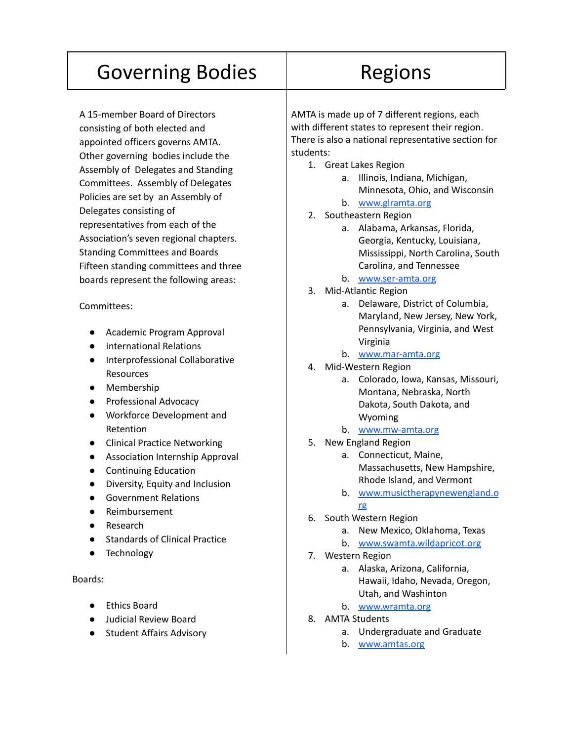# Governing Bodies

A 15-member Board of Directors consisting of both elected and appointed officers governs AMTA. Other governing bodies include the Assembly of Delegates and Standing Committees. Assembly of Delegates Policies are set by an Assembly of Delegates consisting of representatives from each of the Association's seven regional chapters. Standing Committees and Boards Fifteen standing committees and three boards represent the following areas:

Committees:

- Academic Program Approval
- International Relations
- Interprofessional Collaborative Resources
- Membership
- Professional Advocacy
- Workforce Development and Retention
- Clinical Practice Networking
- Association Internship Approval
- Continuing Education
- Diversity, Equity and Inclusion
- Government Relations
- Reimbursement
- Research
- Standards of Clinical Practice
- Technology

Boards:

- Ethics Board
- Judicial Review Board
- Student Affairs Advisory

# Regions

AMTA is made up of 7 different regions, each with different states to represent their region. There is also a national representative section for students:

1. Great Lakes Region
   a. Illinois, Indiana, Michigan, Minnesota, Ohio, and Wisconsin
   b. www.glramta.org
2. Southeastern Region
   a. Alabama, Arkansas, Florida, Georgia, Kentucky, Louisiana, Mississippi, North Carolina, South Carolina, and Tennessee
   b. www.ser-amta.org
3. Mid-Atlantic Region
   a. Delaware, District of Columbia, Maryland, New Jersey, New York, Pennsylvania, Virginia, and West Virginia
   b. www.mar-amta.org
4. Mid-Western Region
   a. Colorado, Iowa, Kansas, Missouri, Montana, Nebraska, North Dakota, South Dakota, and Wyoming
   b. www.mw-amta.org
5. New England Region
   a. Connecticut, Maine, Massachusetts, New Hampshire, Rhode Island, and Vermont
   b. www.musictherapynewengland.org
6. South Western Region
   a. New Mexico, Oklahoma, Texas
   b. www.swamta.wildapricot.org
7. Western Region
   a. Alaska, Arizona, California, Hawaii, Idaho, Nevada, Oregon, Utah, and Washinton
   b. www.wramta.org
8. AMTA Students
   a. Undergraduate and Graduate
   b. www.amtas.org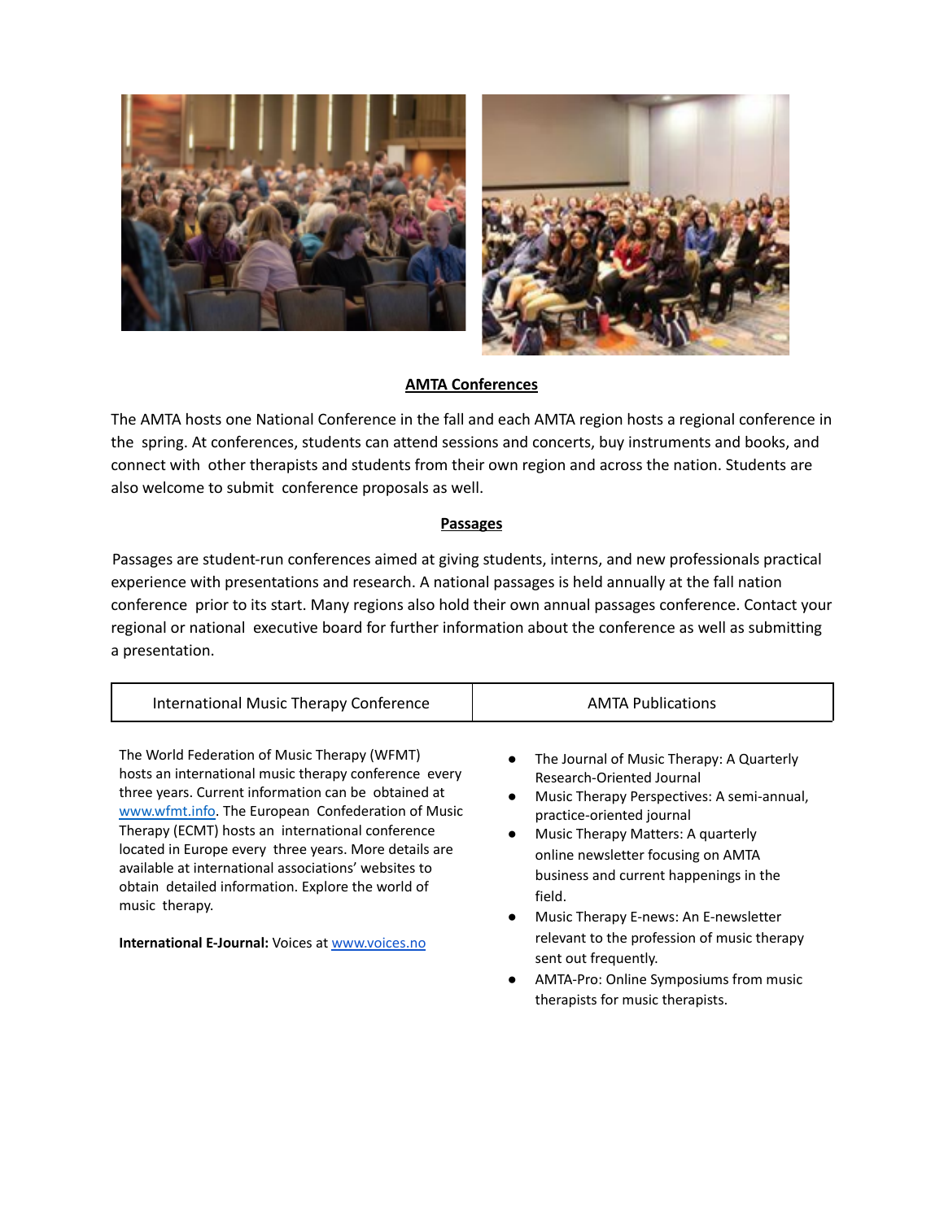## AMTA Conferences

The AMTA hosts one National Conference in the fall and each AMTA region hosts a regional conference in the spring. At conferences, students can attend sessions and concerts, buy instruments and books, and connect with other therapists and students from their own region and across the nation. Students are also welcome to submit conference proposals as well.

## Passages

Passages are student-run conferences aimed at giving students, interns, and new professionals practical experience with presentations and research. A national passages is held annually at the fall nation conference prior to its start. Many regions also hold their own annual passages conference. Contact your regional or national executive board for further information about the conference as well as submitting a presentation.

### International Music Therapy Conference

The World Federation of Music Therapy (WFMT) hosts an international music therapy conference every three years. Current information can be obtained at www.wfmt.info. The European Confederation of Music Therapy (ECMT) hosts an international conference located in Europe every three years. More details are available at international associations' websites to obtain detailed information. Explore the world of music therapy.

**International E-Journal:** Voices at www.voices.no

### AMTA Publications

- The Journal of Music Therapy: A Quarterly Research-Oriented Journal
- Music Therapy Perspectives: A semi-annual, practice-oriented journal
- Music Therapy Matters: A quarterly online newsletter focusing on AMTA business and current happenings in the field.
- Music Therapy E-news: An E-newsletter relevant to the profession of music therapy sent out frequently.
- AMTA-Pro: Online Symposiums from music therapists for music therapists.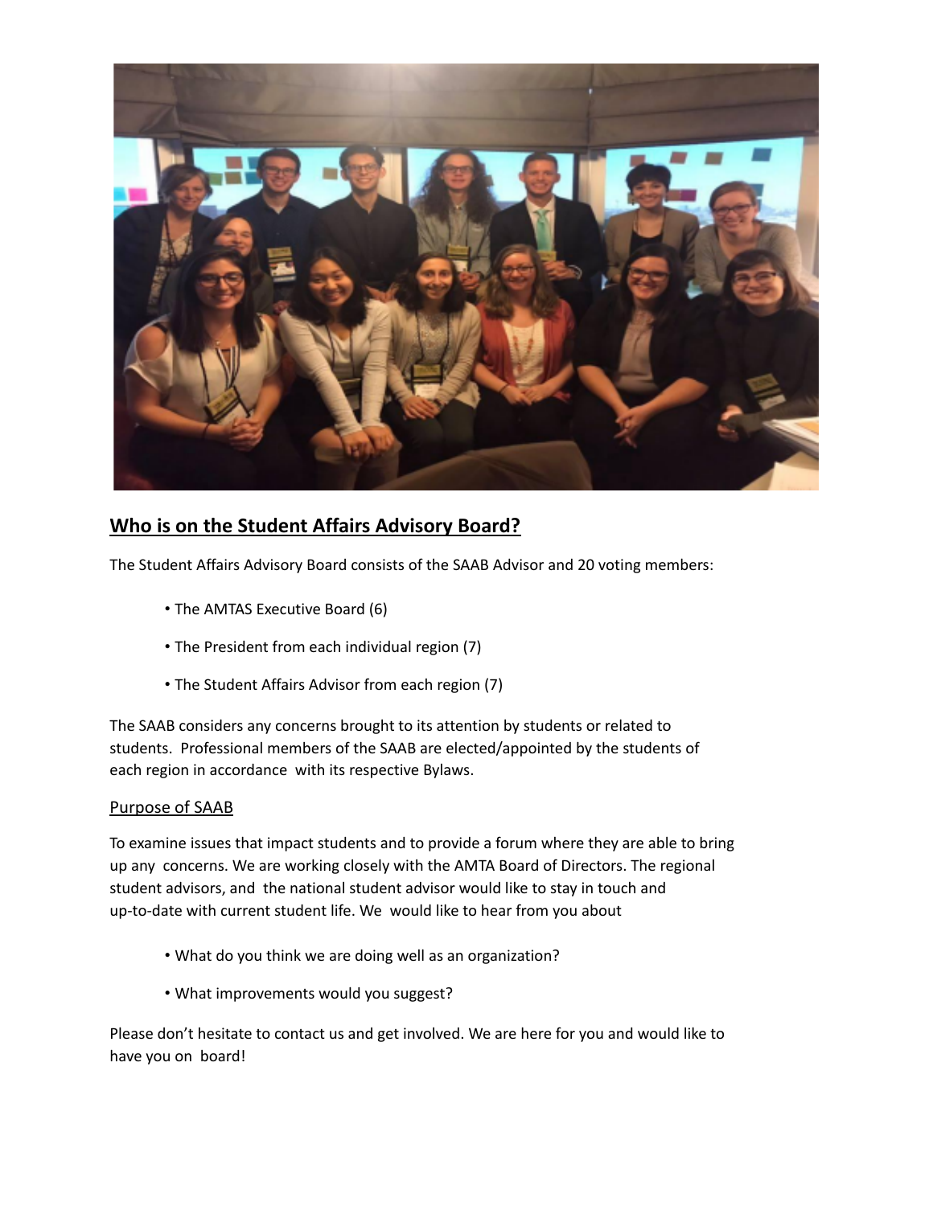## Who is on the Student Affairs Advisory Board?

The Student Affairs Advisory Board consists of the SAAB Advisor and 20 voting members:

- The AMTAS Executive Board (6)
- The President from each individual region (7)
- The Student Affairs Advisor from each region (7)

The SAAB considers any concerns brought to its attention by students or related to students. Professional members of the SAAB are elected/appointed by the students of each region in accordance with its respective Bylaws.

### Purpose of SAAB

To examine issues that impact students and to provide a forum where they are able to bring up any concerns. We are working closely with the AMTA Board of Directors. The regional student advisors, and the national student advisor would like to stay in touch and up-to-date with current student life. We would like to hear from you about

- What do you think we are doing well as an organization?
- What improvements would you suggest?

Please don't hesitate to contact us and get involved. We are here for you and would like to have you on board!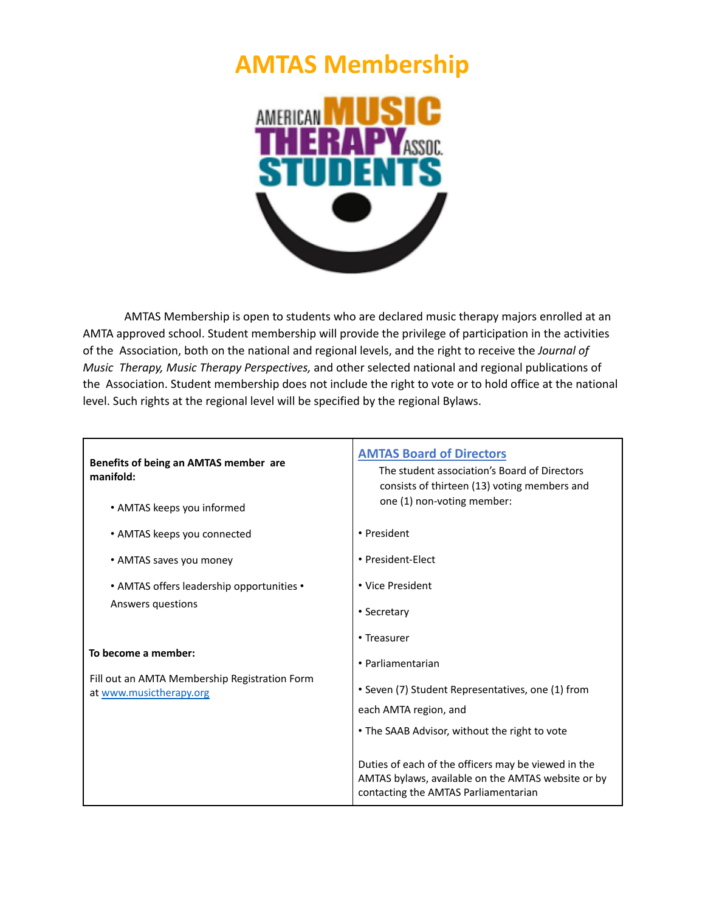# AMTAS Membership

AMTAS Membership is open to students who are declared music therapy majors enrolled at an AMTA approved school. Student membership will provide the privilege of participation in the activities of the Association, both on the national and regional levels, and the right to receive the *Journal of Music Therapy, Music Therapy Perspectives,* and other selected national and regional publications of the Association. Student membership does not include the right to vote or to hold office at the national level. Such rights at the regional level will be specified by the regional Bylaws.

**Benefits of being an AMTAS member are manifold:**

- AMTAS keeps you informed
- AMTAS keeps you connected
- AMTAS saves you money
- AMTAS offers leadership opportunities
- Answers questions

**To become a member:**

Fill out an AMTA Membership Registration Form at [www.musictherapy.org](http://www.musictherapy.org)

## AMTAS Board of Directors

The student association's Board of Directors consists of thirteen (13) voting members and one (1) non-voting member:

- President
- President-Elect
- Vice President
- Secretary
- Treasurer
- Parliamentarian
- Seven (7) Student Representatives, one (1) from each AMTA region, and
- The SAAB Advisor, without the right to vote

Duties of each of the officers may be viewed in the AMTAS bylaws, available on the AMTAS website or by contacting the AMTAS Parliamentarian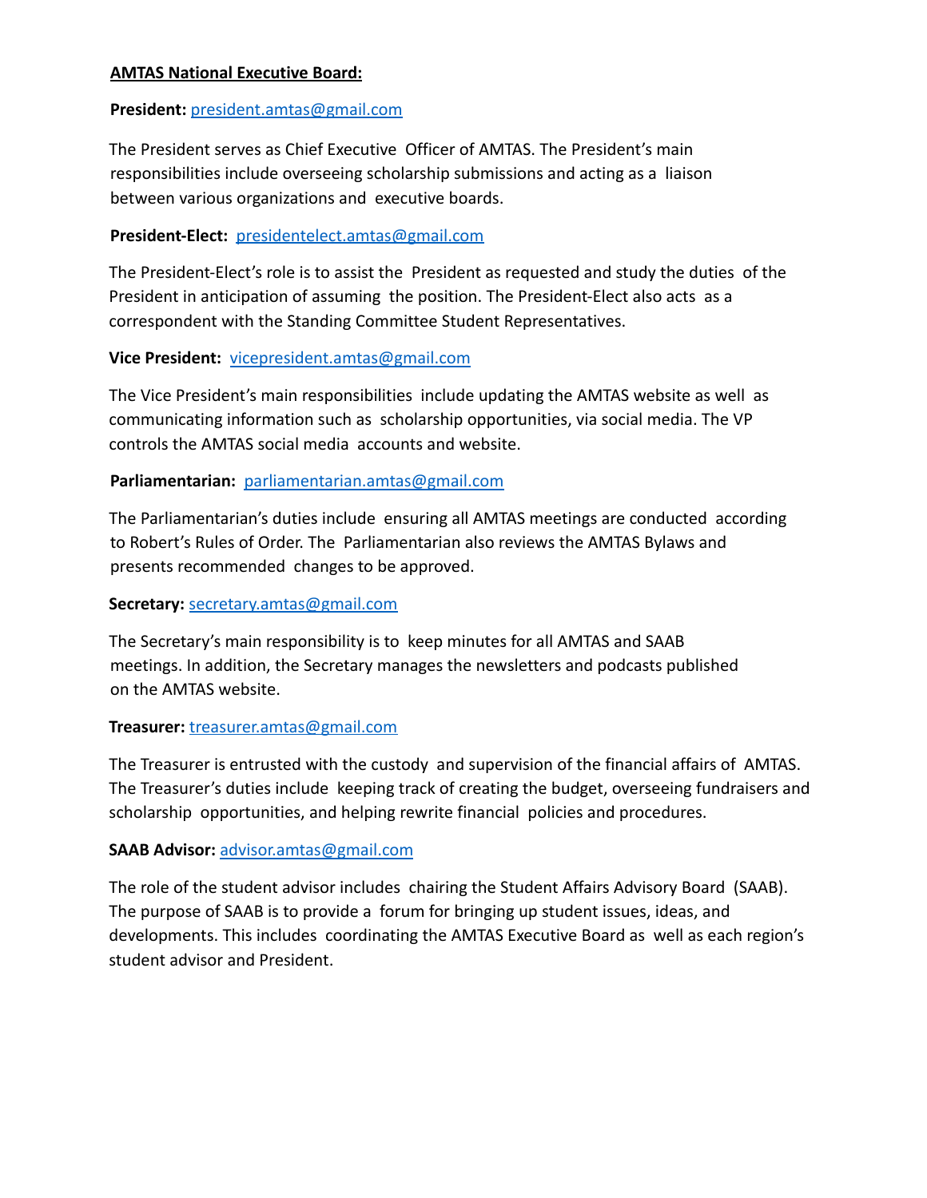**AMTAS National Executive Board:**

**President:** president.amtas@gmail.com

The President serves as Chief Executive Officer of AMTAS. The President's main responsibilities include overseeing scholarship submissions and acting as a liaison between various organizations and executive boards.

**President-Elect:** presidentelect.amtas@gmail.com

The President-Elect's role is to assist the President as requested and study the duties of the President in anticipation of assuming the position. The President-Elect also acts as a correspondent with the Standing Committee Student Representatives.

**Vice President:** vicepresident.amtas@gmail.com

The Vice President's main responsibilities include updating the AMTAS website as well as communicating information such as scholarship opportunities, via social media. The VP controls the AMTAS social media accounts and website.

**Parliamentarian:** parliamentarian.amtas@gmail.com

The Parliamentarian's duties include ensuring all AMTAS meetings are conducted according to Robert's Rules of Order. The Parliamentarian also reviews the AMTAS Bylaws and presents recommended changes to be approved.

**Secretary:** secretary.amtas@gmail.com

The Secretary's main responsibility is to keep minutes for all AMTAS and SAAB meetings. In addition, the Secretary manages the newsletters and podcasts published on the AMTAS website.

**Treasurer:** treasurer.amtas@gmail.com

The Treasurer is entrusted with the custody and supervision of the financial affairs of AMTAS. The Treasurer's duties include keeping track of creating the budget, overseeing fundraisers and scholarship opportunities, and helping rewrite financial policies and procedures.

**SAAB Advisor:** advisor.amtas@gmail.com

The role of the student advisor includes chairing the Student Affairs Advisory Board (SAAB). The purpose of SAAB is to provide a forum for bringing up student issues, ideas, and developments. This includes coordinating the AMTAS Executive Board as well as each region's student advisor and President.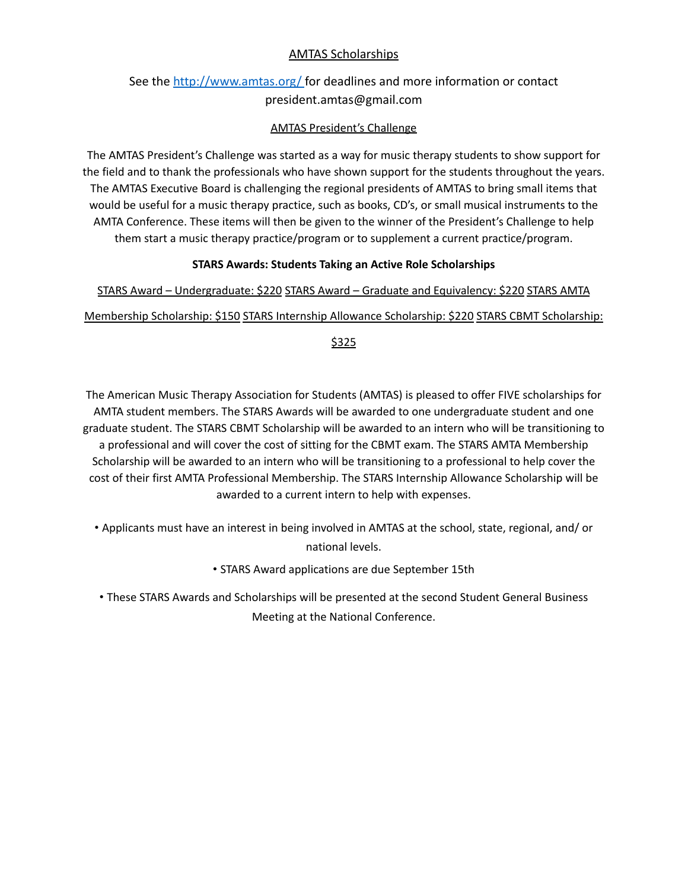## AMTAS Scholarships

See the [http://www.amtas.org/](http://www.amtas.org/) for deadlines and more information or contact president.amtas@gmail.com

### AMTAS President's Challenge

The AMTAS President's Challenge was started as a way for music therapy students to show support for the field and to thank the professionals who have shown support for the students throughout the years. The AMTAS Executive Board is challenging the regional presidents of AMTAS to bring small items that would be useful for a music therapy practice, such as books, CD's, or small musical instruments to the AMTA Conference. These items will then be given to the winner of the President's Challenge to help them start a music therapy practice/program or to supplement a current practice/program.

### STARS Awards: Students Taking an Active Role Scholarships

STARS Award – Undergraduate: $220 STARS Award – Graduate and Equivalency: $220 STARS AMTA Membership Scholarship: $150 STARS Internship Allowance Scholarship: $220 STARS CBMT Scholarship: $325

The American Music Therapy Association for Students (AMTAS) is pleased to offer FIVE scholarships for AMTA student members. The STARS Awards will be awarded to one undergraduate student and one graduate student. The STARS CBMT Scholarship will be awarded to an intern who will be transitioning to a professional and will cover the cost of sitting for the CBMT exam. The STARS AMTA Membership Scholarship will be awarded to an intern who will be transitioning to a professional to help cover the cost of their first AMTA Professional Membership. The STARS Internship Allowance Scholarship will be awarded to a current intern to help with expenses.

- Applicants must have an interest in being involved in AMTAS at the school, state, regional, and/ or national levels.
- STARS Award applications are due September 15th
- These STARS Awards and Scholarships will be presented at the second Student General Business Meeting at the National Conference.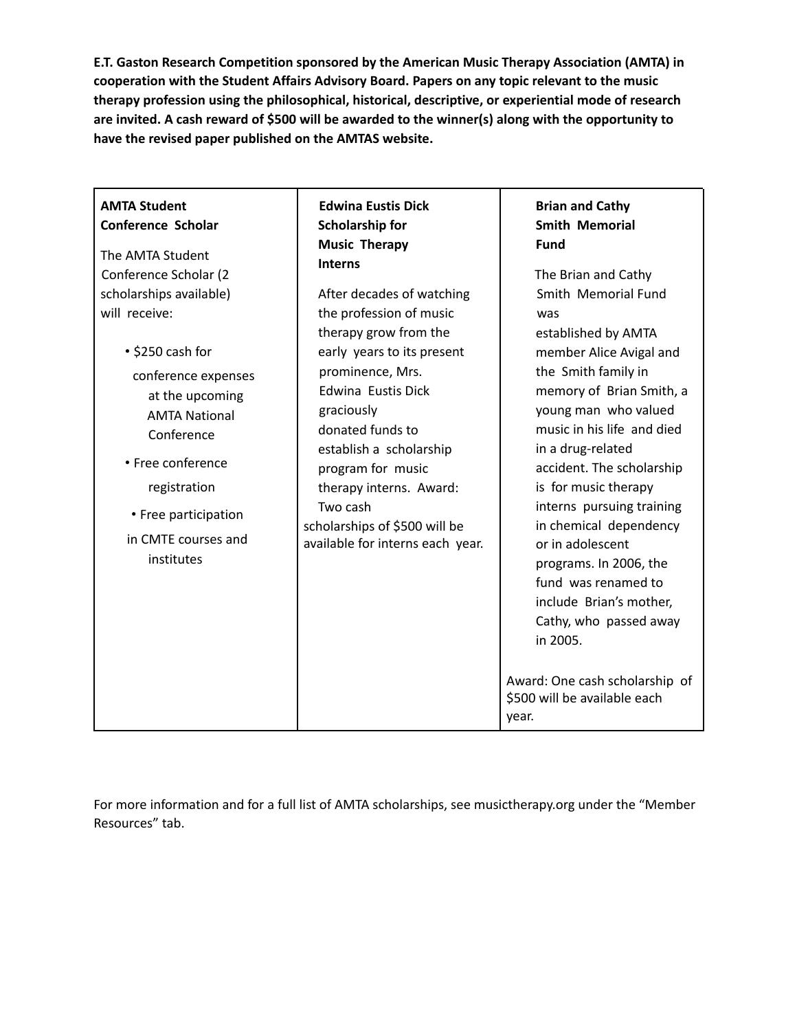**E.T. Gaston Research Competition sponsored by the American Music Therapy Association (AMTA) in cooperation with the Student Affairs Advisory Board. Papers on any topic relevant to the music therapy profession using the philosophical, historical, descriptive, or experiential mode of research are invited. A cash reward of $500 will be awarded to the winner(s) along with the opportunity to have the revised paper published on the AMTAS website.**

| **AMTA Student Conference Scholar** | **Edwina Eustis Dick Scholarship for Music Therapy Interns** | **Brian and Cathy Smith Memorial Fund** |
|---|---|---|
| The AMTA Student Conference Scholar (2 scholarships available) will receive:<br><br>• $250 cash for conference expenses at the upcoming AMTA National Conference<br>• Free conference registration<br>• Free participation in CMTE courses and institutes | After decades of watching the profession of music therapy grow from the early years to its present prominence, Mrs. Edwina Eustis Dick graciously donated funds to establish a scholarship program for music therapy interns. Award: Two cash scholarships of $500 will be available for interns each year. | The Brian and Cathy Smith Memorial Fund was established by AMTA member Alice Avigal and the Smith family in memory of Brian Smith, a young man who valued music in his life and died in a drug-related accident. The scholarship is for music therapy interns pursuing training in chemical dependency or in adolescent programs. In 2006, the fund was renamed to include Brian's mother, Cathy, who passed away in 2005.<br><br>Award: One cash scholarship of $500 will be available each year. |

For more information and for a full list of AMTA scholarships, see musictherapy.org under the "Member Resources" tab.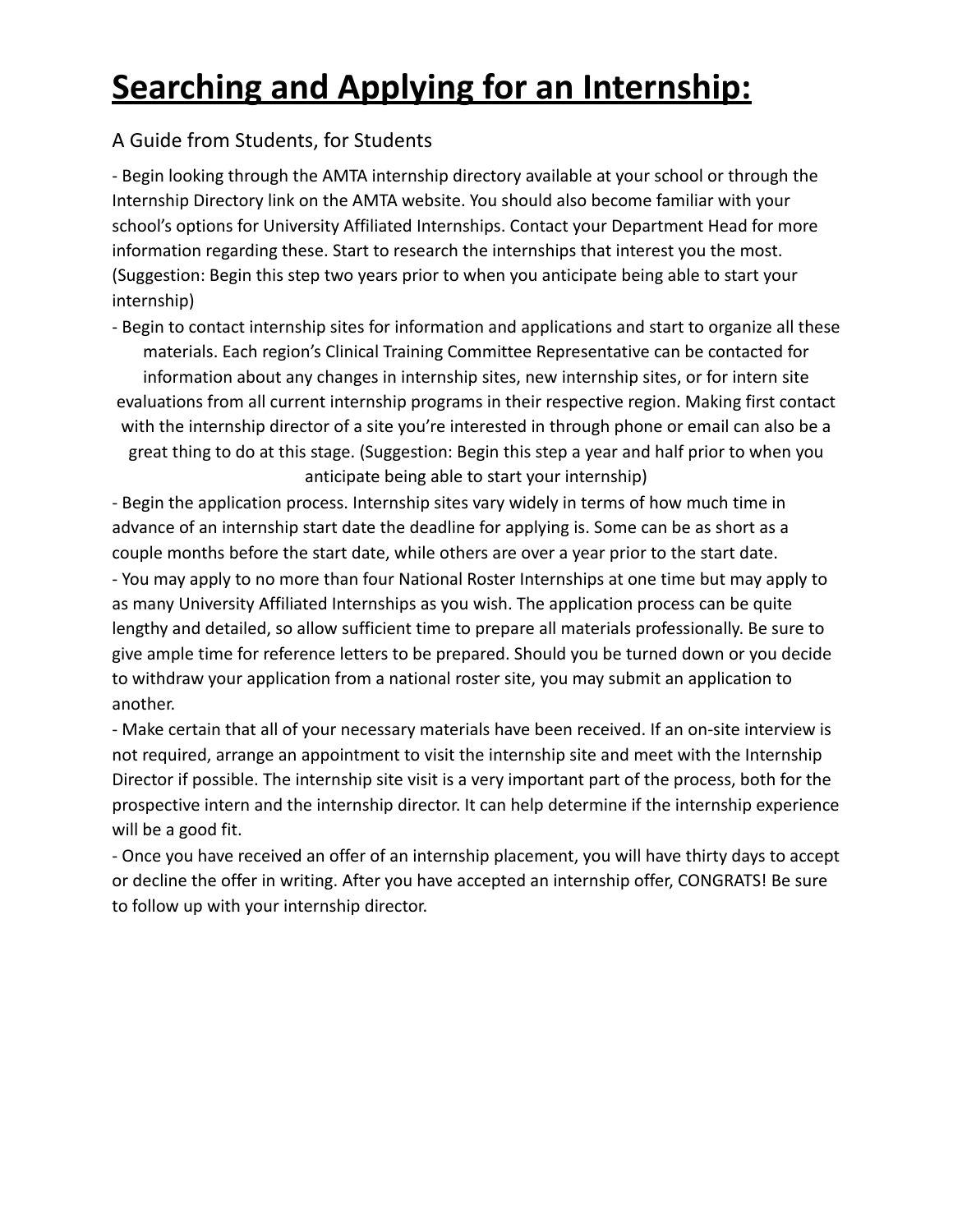# Searching and Applying for an Internship:

A Guide from Students, for Students

- Begin looking through the AMTA internship directory available at your school or through the Internship Directory link on the AMTA website. You should also become familiar with your school's options for University Affiliated Internships. Contact your Department Head for more information regarding these. Start to research the internships that interest you the most. (Suggestion: Begin this step two years prior to when you anticipate being able to start your internship)
- Begin to contact internship sites for information and applications and start to organize all these materials. Each region's Clinical Training Committee Representative can be contacted for information about any changes in internship sites, new internship sites, or for intern site evaluations from all current internship programs in their respective region. Making first contact with the internship director of a site you're interested in through phone or email can also be a great thing to do at this stage. (Suggestion: Begin this step a year and half prior to when you anticipate being able to start your internship)
- Begin the application process. Internship sites vary widely in terms of how much time in advance of an internship start date the deadline for applying is. Some can be as short as a couple months before the start date, while others are over a year prior to the start date.
- You may apply to no more than four National Roster Internships at one time but may apply to as many University Affiliated Internships as you wish. The application process can be quite lengthy and detailed, so allow sufficient time to prepare all materials professionally. Be sure to give ample time for reference letters to be prepared. Should you be turned down or you decide to withdraw your application from a national roster site, you may submit an application to another.
- Make certain that all of your necessary materials have been received. If an on-site interview is not required, arrange an appointment to visit the internship site and meet with the Internship Director if possible. The internship site visit is a very important part of the process, both for the prospective intern and the internship director. It can help determine if the internship experience will be a good fit.
- Once you have received an offer of an internship placement, you will have thirty days to accept or decline the offer in writing. After you have accepted an internship offer, CONGRATS! Be sure to follow up with your internship director.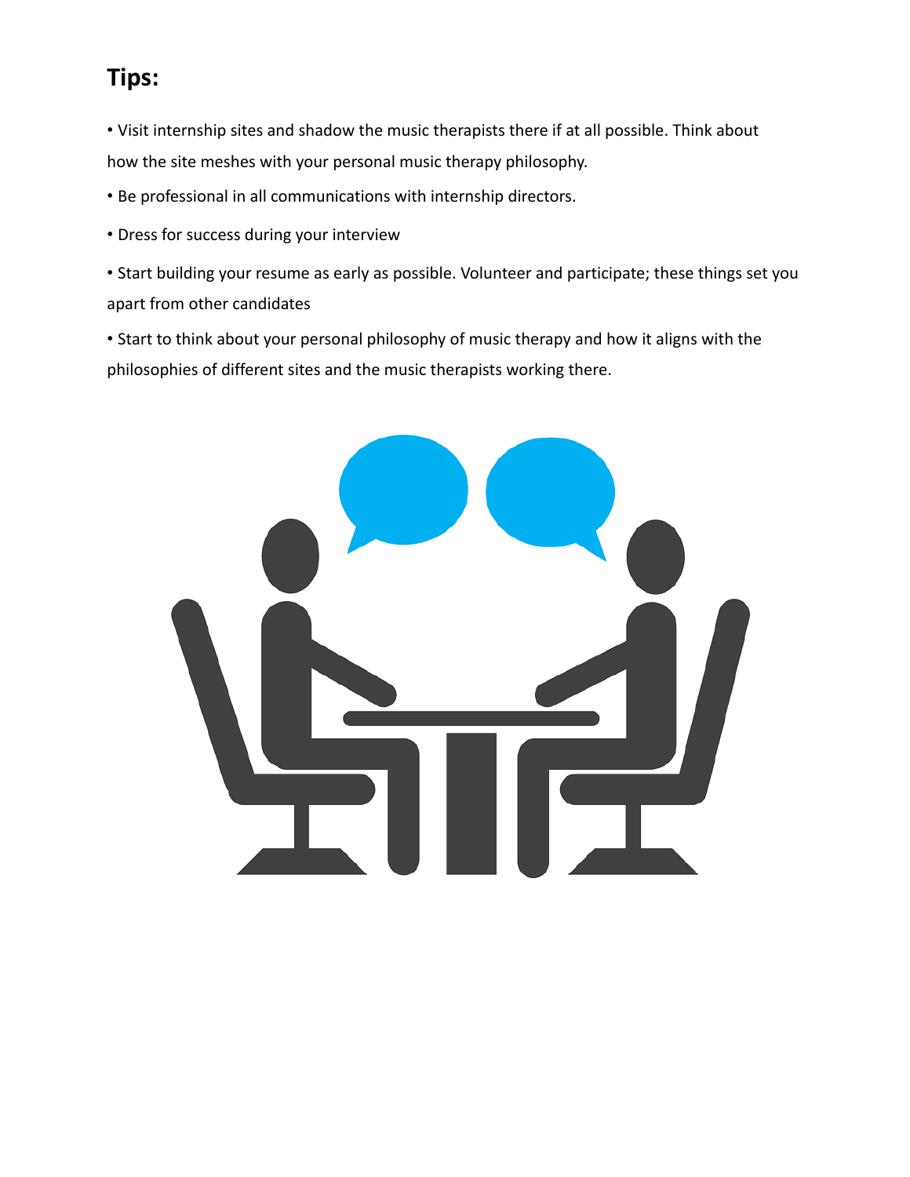## Tips:

- Visit internship sites and shadow the music therapists there if at all possible. Think about how the site meshes with your personal music therapy philosophy.
- Be professional in all communications with internship directors.
- Dress for success during your interview
- Start building your resume as early as possible. Volunteer and participate; these things set you apart from other candidates
- Start to think about your personal philosophy of music therapy and how it aligns with the philosophies of different sites and the music therapists working there.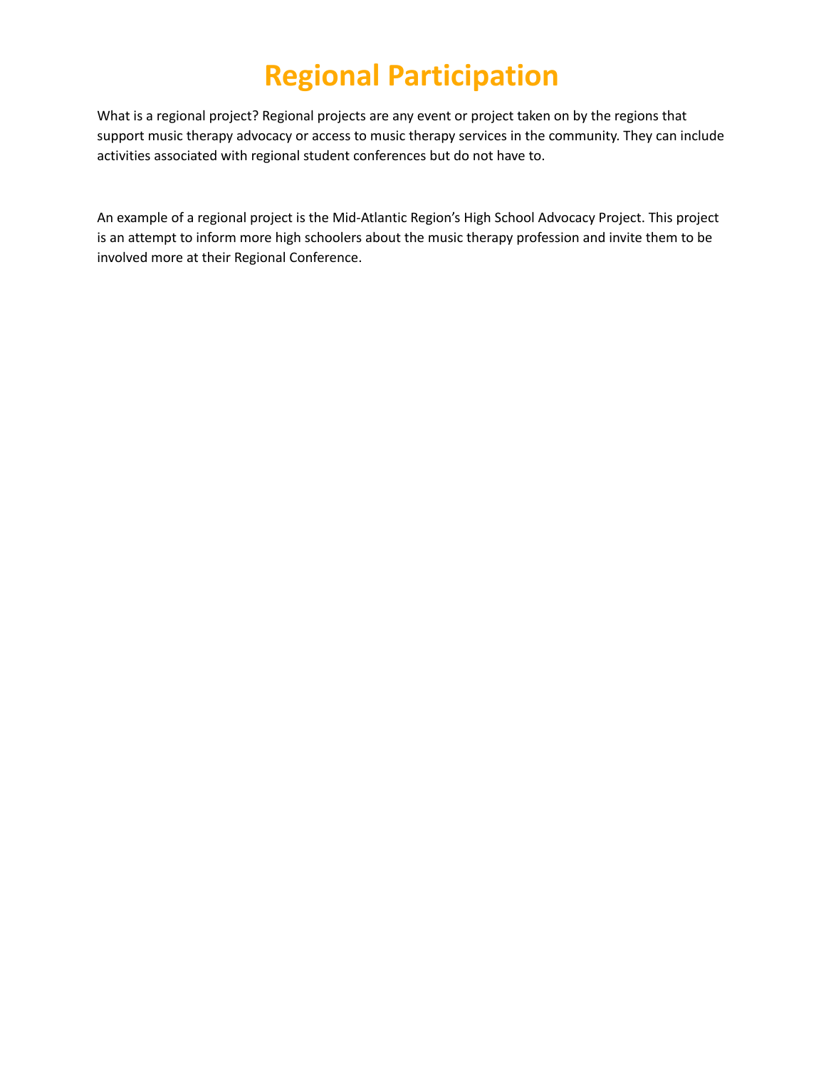# Regional Participation

What is a regional project? Regional projects are any event or project taken on by the regions that support music therapy advocacy or access to music therapy services in the community. They can include activities associated with regional student conferences but do not have to.

An example of a regional project is the Mid-Atlantic Region's High School Advocacy Project. This project is an attempt to inform more high schoolers about the music therapy profession and invite them to be involved more at their Regional Conference.